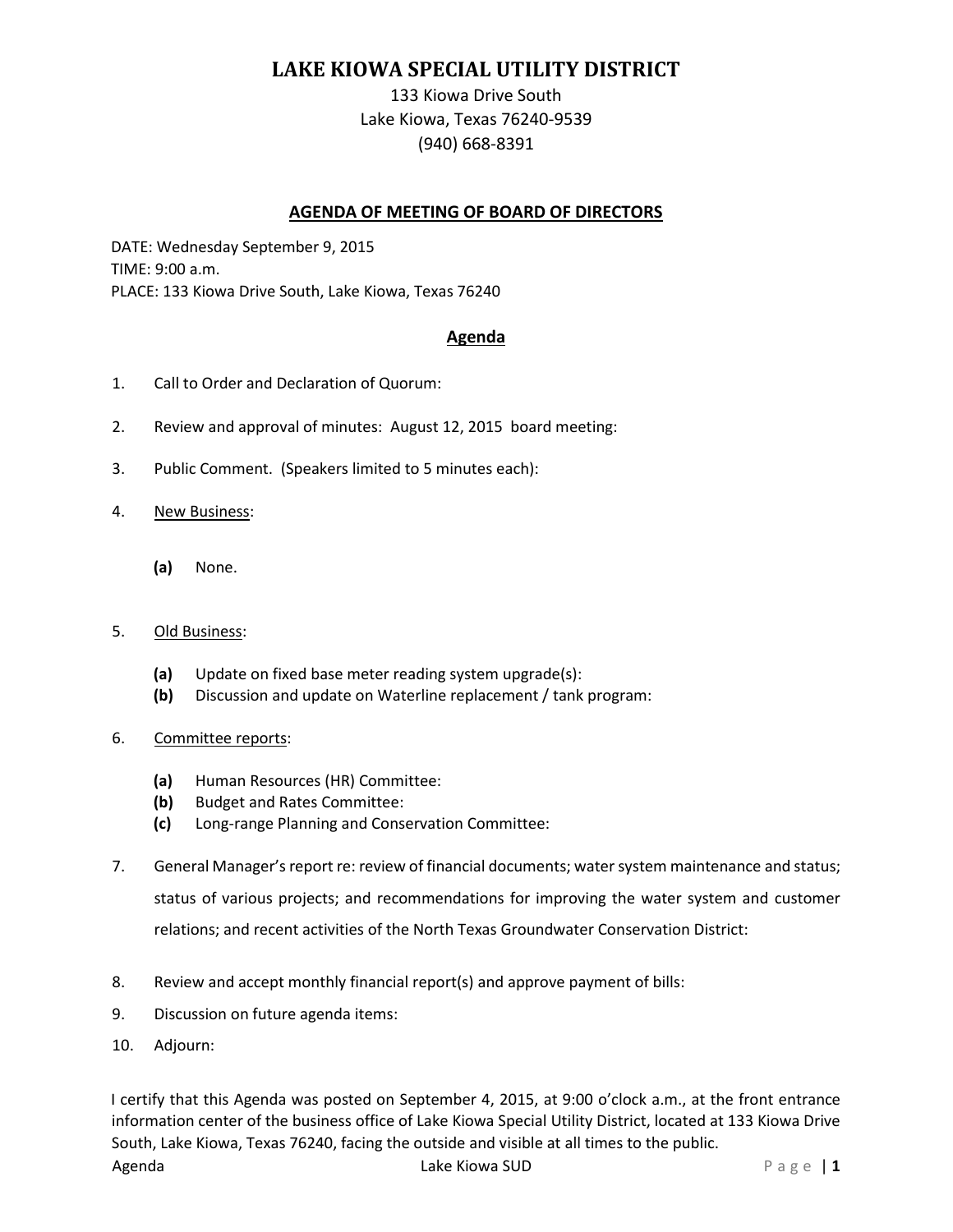# LAKE KIOWA SPECIAL UTILITY DISTRICT

133 Kiowa Drive South
Lake Kiowa, Texas 76240-9539
(940) 668-8391

## AGENDA OF MEETING OF BOARD OF DIRECTORS

DATE: Wednesday September 9, 2015
TIME: 9:00 a.m.
PLACE: 133 Kiowa Drive South, Lake Kiowa, Texas 76240

## Agenda

1. Call to Order and Declaration of Quorum:
2. Review and approval of minutes: August 12, 2015 board meeting:
3. Public Comment. (Speakers limited to 5 minutes each):
4. New Business:
   - **(a)** None.
5. Old Business:
   - **(a)** Update on fixed base meter reading system upgrade(s):
   - **(b)** Discussion and update on Waterline replacement / tank program:
6. Committee reports:
   - **(a)** Human Resources (HR) Committee:
   - **(b)** Budget and Rates Committee:
   - **(c)** Long-range Planning and Conservation Committee:
7. General Manager's report re: review of financial documents; water system maintenance and status; status of various projects; and recommendations for improving the water system and customer relations; and recent activities of the North Texas Groundwater Conservation District:
8. Review and accept monthly financial report(s) and approve payment of bills:
9. Discussion on future agenda items:
10. Adjourn:

I certify that this Agenda was posted on September 4, 2015, at 9:00 o'clock a.m., at the front entrance information center of the business office of Lake Kiowa Special Utility District, located at 133 Kiowa Drive South, Lake Kiowa, Texas 76240, facing the outside and visible at all times to the public.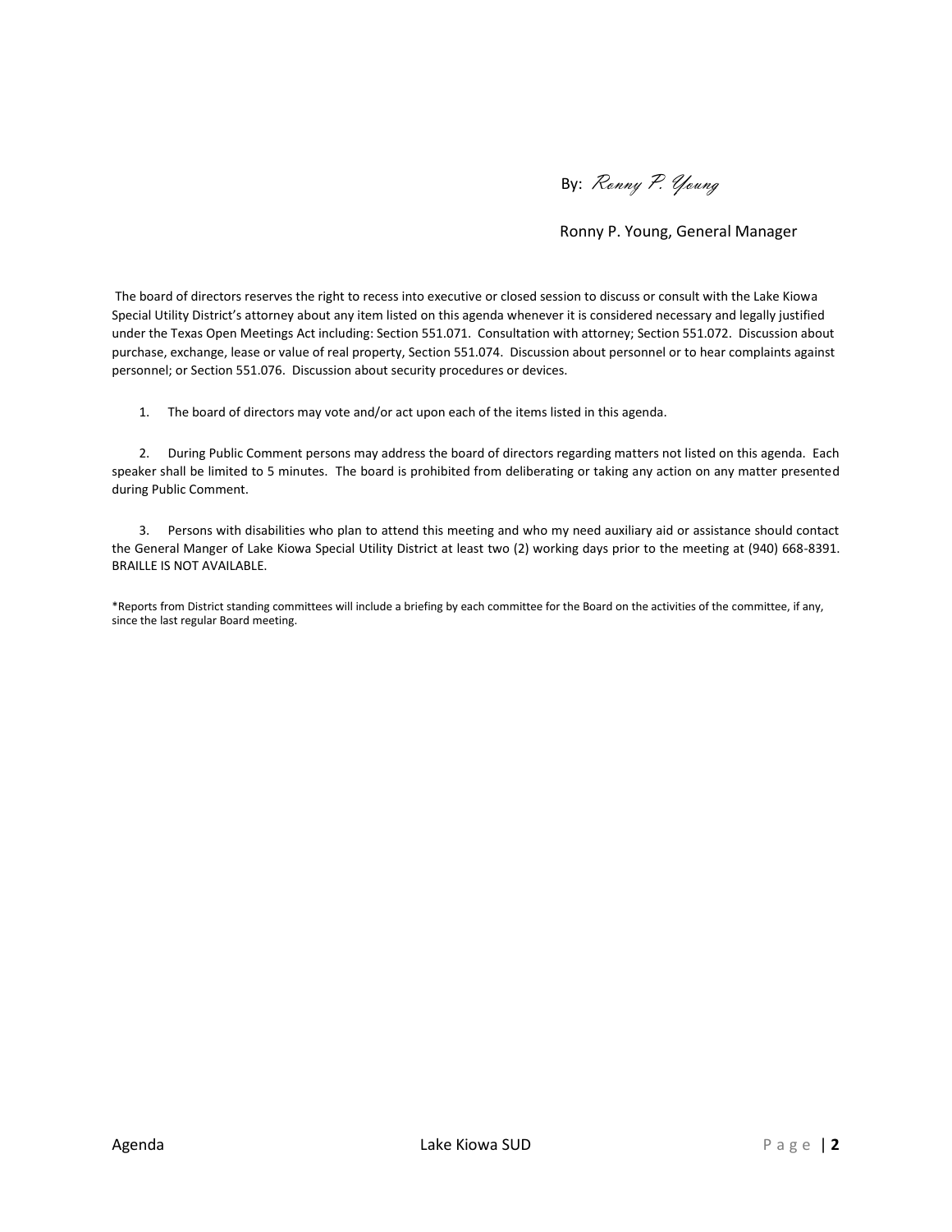By: *Ronny P. Young*

Ronny P. Young, General Manager

The board of directors reserves the right to recess into executive or closed session to discuss or consult with the Lake Kiowa Special Utility District's attorney about any item listed on this agenda whenever it is considered necessary and legally justified under the Texas Open Meetings Act including: Section 551.071. Consultation with attorney; Section 551.072. Discussion about purchase, exchange, lease or value of real property, Section 551.074. Discussion about personnel or to hear complaints against personnel; or Section 551.076. Discussion about security procedures or devices.

1. The board of directors may vote and/or act upon each of the items listed in this agenda.

2. During Public Comment persons may address the board of directors regarding matters not listed on this agenda. Each speaker shall be limited to 5 minutes. The board is prohibited from deliberating or taking any action on any matter presented during Public Comment.

3. Persons with disabilities who plan to attend this meeting and who my need auxiliary aid or assistance should contact the General Manger of Lake Kiowa Special Utility District at least two (2) working days prior to the meeting at (940) 668-8391. BRAILLE IS NOT AVAILABLE.

*Reports from District standing committees will include a briefing by each committee for the Board on the activities of the committee, if any, since the last regular Board meeting.